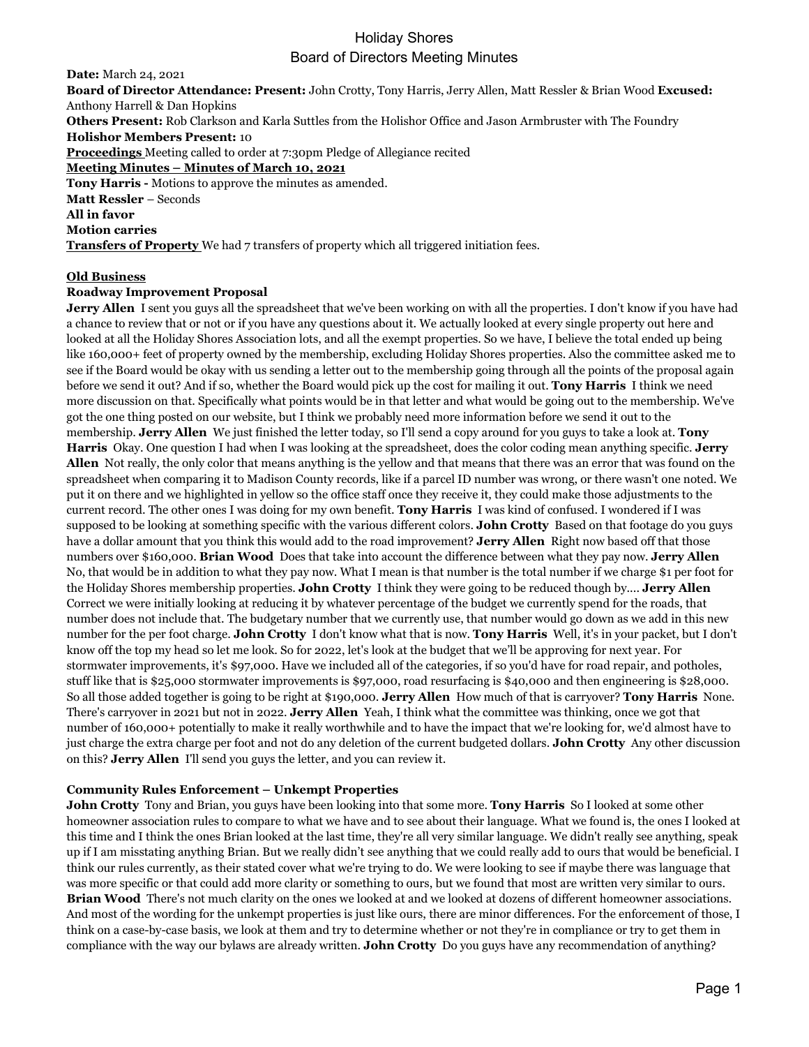# Holiday Shores
## Board of Directors Meeting Minutes

**Date:** March 24, 2021

**Board of Director Attendance: Present:** John Crotty, Tony Harris, Jerry Allen, Matt Ressler & Brian Wood **Excused:** Anthony Harrell & Dan Hopkins

**Others Present:** Rob Clarkson and Karla Suttles from the Holishor Office and Jason Armbruster with The Foundry

**Holishor Members Present:** 10

**Proceedings** Meeting called to order at 7:30pm Pledge of Allegiance recited

**Meeting Minutes – Minutes of March 10, 2021**

**Tony Harris -** Motions to approve the minutes as amended.

**Matt Ressler** – Seconds

**All in favor**

**Motion carries**

**Transfers of Property** We had 7 transfers of property which all triggered initiation fees.

### Old Business

**Roadway Improvement Proposal**

**Jerry Allen** I sent you guys all the spreadsheet that we've been working on with all the properties. I don't know if you have had a chance to review that or not or if you have any questions about it. We actually looked at every single property out here and looked at all the Holiday Shores Association lots, and all the exempt properties. So we have, I believe the total ended up being like 160,000+ feet of property owned by the membership, excluding Holiday Shores properties. Also the committee asked me to see if the Board would be okay with us sending a letter out to the membership going through all the points of the proposal again before we send it out? And if so, whether the Board would pick up the cost for mailing it out. **Tony Harris** I think we need more discussion on that. Specifically what points would be in that letter and what would be going out to the membership. We've got the one thing posted on our website, but I think we probably need more information before we send it out to the membership. **Jerry Allen** We just finished the letter today, so I'll send a copy around for you guys to take a look at. **Tony Harris** Okay. One question I had when I was looking at the spreadsheet, does the color coding mean anything specific. **Jerry Allen** Not really, the only color that means anything is the yellow and that means that there was an error that was found on the spreadsheet when comparing it to Madison County records, like if a parcel ID number was wrong, or there wasn't one noted. We put it on there and we highlighted in yellow so the office staff once they receive it, they could make those adjustments to the current record. The other ones I was doing for my own benefit. **Tony Harris** I was kind of confused. I wondered if I was supposed to be looking at something specific with the various different colors. **John Crotty** Based on that footage do you guys have a dollar amount that you think this would add to the road improvement? **Jerry Allen** Right now based off that those numbers over $160,000. **Brian Wood** Does that take into account the difference between what they pay now. **Jerry Allen** No, that would be in addition to what they pay now. What I mean is that number is the total number if we charge $1 per foot for the Holiday Shores membership properties. **John Crotty** I think they were going to be reduced though by.... **Jerry Allen** Correct we were initially looking at reducing it by whatever percentage of the budget we currently spend for the roads, that number does not include that. The budgetary number that we currently use, that number would go down as we add in this new number for the per foot charge. **John Crotty** I don't know what that is now. **Tony Harris** Well, it's in your packet, but I don't know off the top my head so let me look. So for 2022, let's look at the budget that we'll be approving for next year. For stormwater improvements, it's $97,000. Have we included all of the categories, if so you'd have for road repair, and potholes, stuff like that is $25,000 stormwater improvements is $97,000, road resurfacing is $40,000 and then engineering is $28,000. So all those added together is going to be right at $190,000. **Jerry Allen** How much of that is carryover? **Tony Harris** None. There's carryover in 2021 but not in 2022. **Jerry Allen** Yeah, I think what the committee was thinking, once we got that number of 160,000+ potentially to make it really worthwhile and to have the impact that we're looking for, we'd almost have to just charge the extra charge per foot and not do any deletion of the current budgeted dollars. **John Crotty** Any other discussion on this? **Jerry Allen** I'll send you guys the letter, and you can review it.

**Community Rules Enforcement – Unkempt Properties**

**John Crotty** Tony and Brian, you guys have been looking into that some more. **Tony Harris** So I looked at some other homeowner association rules to compare to what we have and to see about their language. What we found is, the ones I looked at this time and I think the ones Brian looked at the last time, they're all very similar language. We didn't really see anything, speak up if I am misstating anything Brian. But we really didn't see anything that we could really add to ours that would be beneficial. I think our rules currently, as their stated cover what we're trying to do. We were looking to see if maybe there was language that was more specific or that could add more clarity or something to ours, but we found that most are written very similar to ours. **Brian Wood** There's not much clarity on the ones we looked at and we looked at dozens of different homeowner associations. And most of the wording for the unkempt properties is just like ours, there are minor differences. For the enforcement of those, I think on a case-by-case basis, we look at them and try to determine whether or not they're in compliance or try to get them in compliance with the way our bylaws are already written. **John Crotty** Do you guys have any recommendation of anything?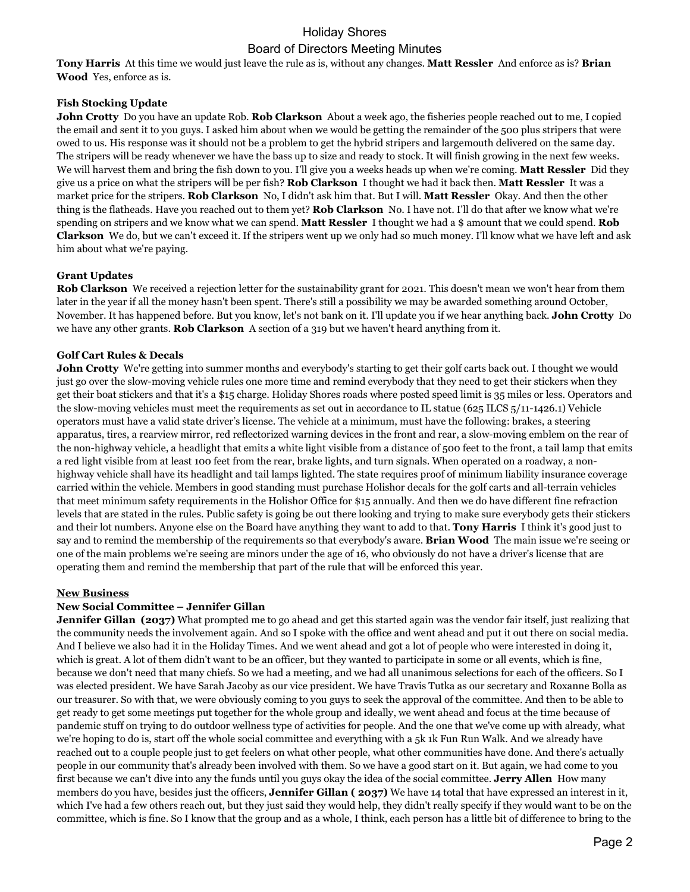**Tony Harris** At this time we would just leave the rule as is, without any changes. **Matt Ressler** And enforce as is? **Brian Wood** Yes, enforce as is.

**Fish Stocking Update**

**John Crotty** Do you have an update Rob. **Rob Clarkson** About a week ago, the fisheries people reached out to me, I copied the email and sent it to you guys. I asked him about when we would be getting the remainder of the 500 plus stripers that were owed to us. His response was it should not be a problem to get the hybrid stripers and largemouth delivered on the same day. The stripers will be ready whenever we have the bass up to size and ready to stock. It will finish growing in the next few weeks. We will harvest them and bring the fish down to you. I'll give you a weeks heads up when we're coming. **Matt Ressler** Did they give us a price on what the stripers will be per fish? **Rob Clarkson** I thought we had it back then. **Matt Ressler** It was a market price for the stripers. **Rob Clarkson** No, I didn't ask him that. But I will. **Matt Ressler** Okay. And then the other thing is the flatheads. Have you reached out to them yet? **Rob Clarkson** No. I have not. I'll do that after we know what we're spending on stripers and we know what we can spend. **Matt Ressler** I thought we had a $ amount that we could spend. **Rob Clarkson** We do, but we can't exceed it. If the stripers went up we only had so much money. I'll know what we have left and ask him about what we're paying.

**Grant Updates**

**Rob Clarkson** We received a rejection letter for the sustainability grant for 2021. This doesn't mean we won't hear from them later in the year if all the money hasn't been spent. There's still a possibility we may be awarded something around October, November. It has happened before. But you know, let's not bank on it. I'll update you if we hear anything back. **John Crotty** Do we have any other grants. **Rob Clarkson** A section of a 319 but we haven't heard anything from it.

**Golf Cart Rules & Decals**

**John Crotty** We're getting into summer months and everybody's starting to get their golf carts back out. I thought we would just go over the slow-moving vehicle rules one more time and remind everybody that they need to get their stickers when they get their boat stickers and that it's a $15 charge. Holiday Shores roads where posted speed limit is 35 miles or less. Operators and the slow-moving vehicles must meet the requirements as set out in accordance to IL statue (625 ILCS 5/11-1426.1) Vehicle operators must have a valid state driver's license. The vehicle at a minimum, must have the following: brakes, a steering apparatus, tires, a rearview mirror, red reflectorized warning devices in the front and rear, a slow-moving emblem on the rear of the non-highway vehicle, a headlight that emits a white light visible from a distance of 500 feet to the front, a tail lamp that emits a red light visible from at least 100 feet from the rear, brake lights, and turn signals. When operated on a roadway, a non-highway vehicle shall have its headlight and tail lamps lighted. The state requires proof of minimum liability insurance coverage carried within the vehicle. Members in good standing must purchase Holishor decals for the golf carts and all-terrain vehicles that meet minimum safety requirements in the Holishor Office for $15 annually. And then we do have different fine refraction levels that are stated in the rules. Public safety is going be out there looking and trying to make sure everybody gets their stickers and their lot numbers. Anyone else on the Board have anything they want to add to that. **Tony Harris** I think it's good just to say and to remind the membership of the requirements so that everybody's aware. **Brian Wood** The main issue we're seeing or one of the main problems we're seeing are minors under the age of 16, who obviously do not have a driver's license that are operating them and remind the membership that part of the rule that will be enforced this year.

**New Business**

**New Social Committee – Jennifer Gillan**

**Jennifer Gillan (2037)** What prompted me to go ahead and get this started again was the vendor fair itself, just realizing that the community needs the involvement again. And so I spoke with the office and went ahead and put it out there on social media. And I believe we also had it in the Holiday Times. And we went ahead and got a lot of people who were interested in doing it, which is great. A lot of them didn't want to be an officer, but they wanted to participate in some or all events, which is fine, because we don't need that many chiefs. So we had a meeting, and we had all unanimous selections for each of the officers. So I was elected president. We have Sarah Jacoby as our vice president. We have Travis Tutka as our secretary and Roxanne Bolla as our treasurer. So with that, we were obviously coming to you guys to seek the approval of the committee. And then to be able to get ready to get some meetings put together for the whole group and ideally, we went ahead and focus at the time because of pandemic stuff on trying to do outdoor wellness type of activities for people. And the one that we've come up with already, what we're hoping to do is, start off the whole social committee and everything with a 5k 1k Fun Run Walk. And we already have reached out to a couple people just to get feelers on what other people, what other communities have done. And there's actually people in our community that's already been involved with them. So we have a good start on it. But again, we had come to you first because we can't dive into any the funds until you guys okay the idea of the social committee. **Jerry Allen** How many members do you have, besides just the officers, **Jennifer Gillan ( 2037)** We have 14 total that have expressed an interest in it, which I've had a few others reach out, but they just said they would help, they didn't really specify if they would want to be on the committee, which is fine. So I know that the group and as a whole, I think, each person has a little bit of difference to bring to the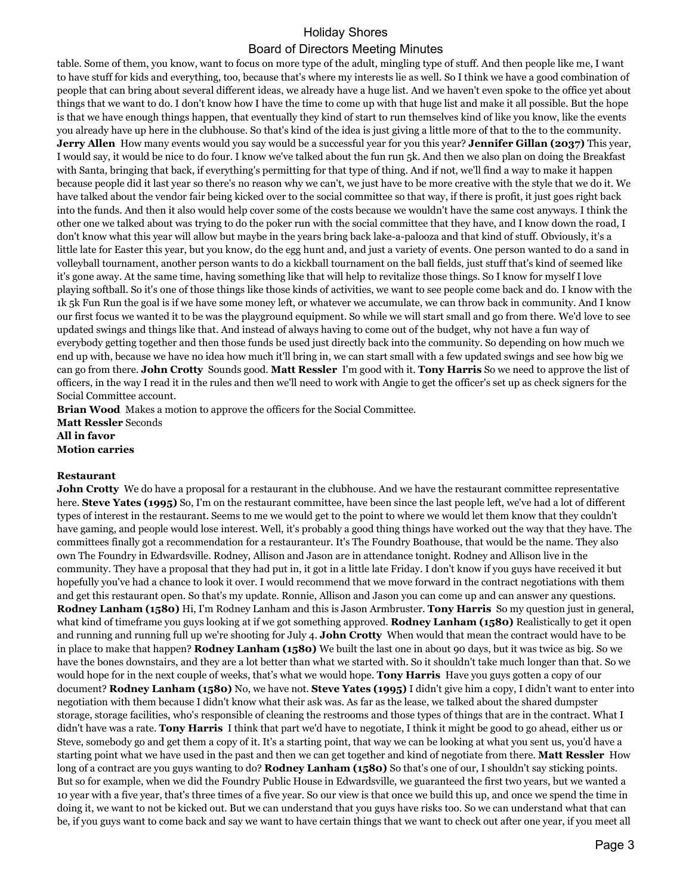table. Some of them, you know, want to focus on more type of the adult, mingling type of stuff. And then people like me, I want to have stuff for kids and everything, too, because that's where my interests lie as well. So I think we have a good combination of people that can bring about several different ideas, we already have a huge list. And we haven't even spoke to the office yet about things that we want to do. I don't know how I have the time to come up with that huge list and make it all possible. But the hope is that we have enough things happen, that eventually they kind of start to run themselves kind of like you know, like the events you already have up here in the clubhouse. So that's kind of the idea is just giving a little more of that to the to the community. **Jerry Allen** How many events would you say would be a successful year for you this year? **Jennifer Gillan (2037)** This year, I would say, it would be nice to do four. I know we've talked about the fun run 5k. And then we also plan on doing the Breakfast with Santa, bringing that back, if everything's permitting for that type of thing. And if not, we'll find a way to make it happen because people did it last year so there's no reason why we can't, we just have to be more creative with the style that we do it. We have talked about the vendor fair being kicked over to the social committee so that way, if there is profit, it just goes right back into the funds. And then it also would help cover some of the costs because we wouldn't have the same cost anyways. I think the other one we talked about was trying to do the poker run with the social committee that they have, and I know down the road, I don't know what this year will allow but maybe in the years bring back lake-a-palooza and that kind of stuff. Obviously, it's a little late for Easter this year, but you know, do the egg hunt and, and just a variety of events. One person wanted to do a sand in volleyball tournament, another person wants to do a kickball tournament on the ball fields, just stuff that's kind of seemed like it's gone away. At the same time, having something like that will help to revitalize those things. So I know for myself I love playing softball. So it's one of those things like those kinds of activities, we want to see people come back and do. I know with the 1k 5k Fun Run the goal is if we have some money left, or whatever we accumulate, we can throw back in community. And I know our first focus we wanted it to be was the playground equipment. So while we will start small and go from there. We'd love to see updated swings and things like that. And instead of always having to come out of the budget, why not have a fun way of everybody getting together and then those funds be used just directly back into the community. So depending on how much we end up with, because we have no idea how much it'll bring in, we can start small with a few updated swings and see how big we can go from there. **John Crotty** Sounds good. **Matt Ressler** I'm good with it. **Tony Harris** So we need to approve the list of officers, in the way I read it in the rules and then we'll need to work with Angie to get the officer's set up as check signers for the Social Committee account.

**Brian Wood** Makes a motion to approve the officers for the Social Committee.
**Matt Ressler** Seconds
**All in favor**
**Motion carries**

**Restaurant**

**John Crotty** We do have a proposal for a restaurant in the clubhouse. And we have the restaurant committee representative here. **Steve Yates (1995)** So, I'm on the restaurant committee, have been since the last people left, we've had a lot of different types of interest in the restaurant. Seems to me we would get to the point to where we would let them know that they couldn't have gaming, and people would lose interest. Well, it's probably a good thing things have worked out the way that they have. The committees finally got a recommendation for a restauranteur. It's The Foundry Boathouse, that would be the name. They also own The Foundry in Edwardsville. Rodney, Allison and Jason are in attendance tonight. Rodney and Allison live in the community. They have a proposal that they had put in, it got in a little late Friday. I don't know if you guys have received it but hopefully you've had a chance to look it over. I would recommend that we move forward in the contract negotiations with them and get this restaurant open. So that's my update. Ronnie, Allison and Jason you can come up and can answer any questions. **Rodney Lanham (1580)** Hi, I'm Rodney Lanham and this is Jason Armbruster. **Tony Harris** So my question just in general, what kind of timeframe you guys looking at if we got something approved. **Rodney Lanham (1580)** Realistically to get it open and running and running full up we're shooting for July 4. **John Crotty** When would that mean the contract would have to be in place to make that happen? **Rodney Lanham (1580)** We built the last one in about 90 days, but it was twice as big. So we have the bones downstairs, and they are a lot better than what we started with. So it shouldn't take much longer than that. So we would hope for in the next couple of weeks, that's what we would hope. **Tony Harris** Have you guys gotten a copy of our document? **Rodney Lanham (1580)** No, we have not. **Steve Yates (1995)** I didn't give him a copy, I didn't want to enter into negotiation with them because I didn't know what their ask was. As far as the lease, we talked about the shared dumpster storage, storage facilities, who's responsible of cleaning the restrooms and those types of things that are in the contract. What I didn't have was a rate. **Tony Harris** I think that part we'd have to negotiate, I think it might be good to go ahead, either us or Steve, somebody go and get them a copy of it. It's a starting point, that way we can be looking at what you sent us, you'd have a starting point what we have used in the past and then we can get together and kind of negotiate from there. **Matt Ressler** How long of a contract are you guys wanting to do? **Rodney Lanham (1580)** So that's one of our, I shouldn't say sticking points. But so for example, when we did the Foundry Public House in Edwardsville, we guaranteed the first two years, but we wanted a 10 year with a five year, that's three times of a five year. So our view is that once we build this up, and once we spend the time in doing it, we want to not be kicked out. But we can understand that you guys have risks too. So we can understand what that can be, if you guys want to come back and say we want to have certain things that we want to check out after one year, if you meet all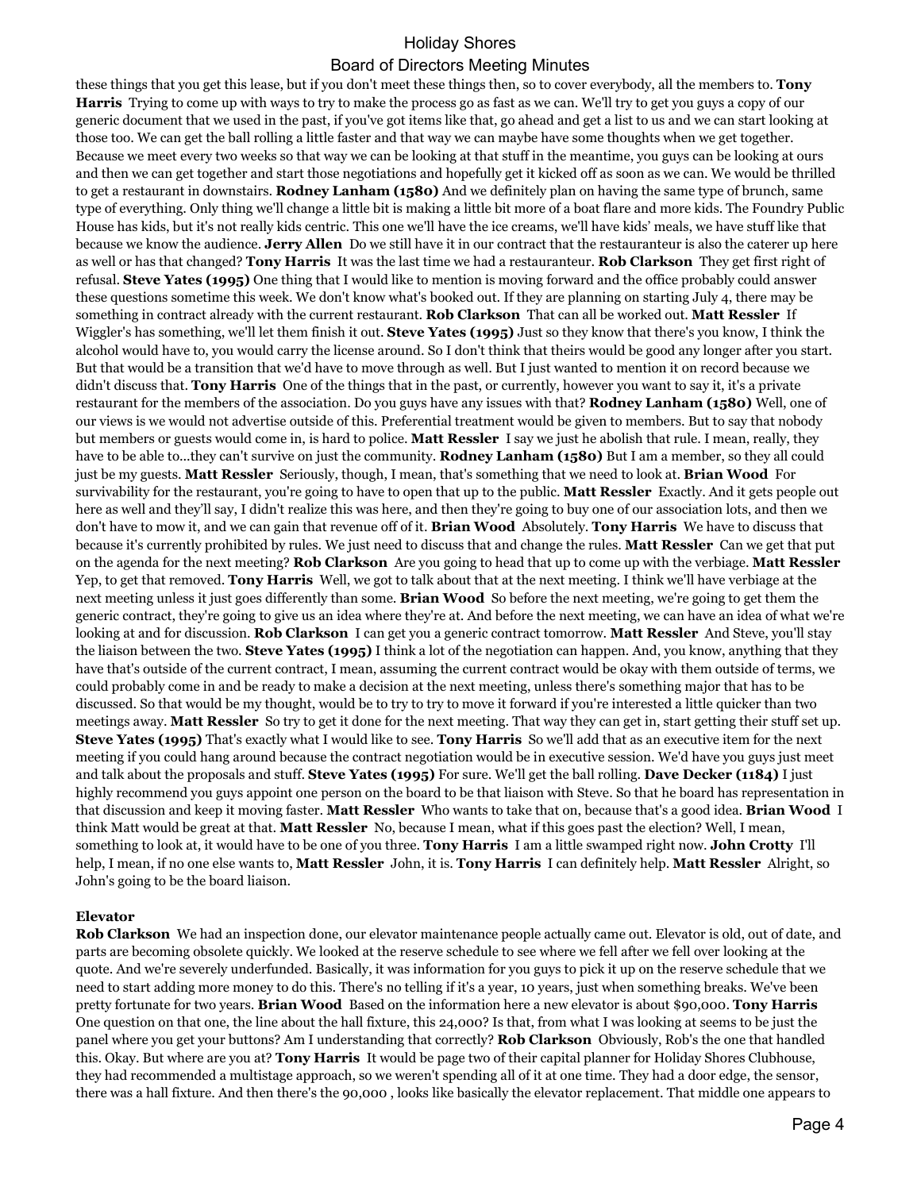these things that you get this lease, but if you don't meet these things then, so to cover everybody, all the members to. **Tony Harris** Trying to come up with ways to try to make the process go as fast as we can. We'll try to get you guys a copy of our generic document that we used in the past, if you've got items like that, go ahead and get a list to us and we can start looking at those too. We can get the ball rolling a little faster and that way we can maybe have some thoughts when we get together. Because we meet every two weeks so that way we can be looking at that stuff in the meantime, you guys can be looking at ours and then we can get together and start those negotiations and hopefully get it kicked off as soon as we can. We would be thrilled to get a restaurant in downstairs. **Rodney Lanham (1580)** And we definitely plan on having the same type of brunch, same type of everything. Only thing we'll change a little bit is making a little bit more of a boat flare and more kids. The Foundry Public House has kids, but it's not really kids centric. This one we'll have the ice creams, we'll have kids' meals, we have stuff like that because we know the audience. **Jerry Allen** Do we still have it in our contract that the restaurateur is also the caterer up here as well or has that changed? **Tony Harris** It was the last time we had a restauranteur. **Rob Clarkson** They get first right of refusal. **Steve Yates (1995)** One thing that I would like to mention is moving forward and the office probably could answer these questions sometime this week. We don't know what's booked out. If they are planning on starting July 4, there may be something in contract already with the current restaurant. **Rob Clarkson** That can all be worked out. **Matt Ressler** If Wiggler's has something, we'll let them finish it out. **Steve Yates (1995)** Just so they know that there's you know, I think the alcohol would have to, you would carry the license around. So I don't think that theirs would be good any longer after you start. But that would be a transition that we'd have to move through as well. But I just wanted to mention it on record because we didn't discuss that. **Tony Harris** One of the things that in the past, or currently, however you want to say it, it's a private restaurant for the members of the association. Do you guys have any issues with that? **Rodney Lanham (1580)** Well, one of our views is we would not advertise outside of this. Preferential treatment would be given to members. But to say that nobody but members or guests would come in, is hard to police. **Matt Ressler** I say we just he abolish that rule. I mean, really, they have to be able to...they can't survive on just the community. **Rodney Lanham (1580)** But I am a member, so they all could just be my guests. **Matt Ressler** Seriously, though, I mean, that's something that we need to look at. **Brian Wood** For survivability for the restaurant, you're going to have to open that up to the public. **Matt Ressler** Exactly. And it gets people out here as well and they'll say, I didn't realize this was here, and then they're going to buy one of our association lots, and then we don't have to mow it, and we can gain that revenue off of it. **Brian Wood** Absolutely. **Tony Harris** We have to discuss that because it's currently prohibited by rules. We just need to discuss that and change the rules. **Matt Ressler** Can we get that put on the agenda for the next meeting? **Rob Clarkson** Are you going to head that up to come up with the verbiage. **Matt Ressler** Yep, to get that removed. **Tony Harris** Well, we got to talk about that at the next meeting. I think we'll have verbiage at the next meeting unless it just goes differently than some. **Brian Wood** So before the next meeting, we're going to get them the generic contract, they're going to give us an idea where they're at. And before the next meeting, we can have an idea of what we're looking at and for discussion. **Rob Clarkson** I can get you a generic contract tomorrow. **Matt Ressler** And Steve, you'll stay the liaison between the two. **Steve Yates (1995)** I think a lot of the negotiation can happen. And, you know, anything that they have that's outside of the current contract, I mean, assuming the current contract would be okay with them outside of terms, we could probably come in and be ready to make a decision at the next meeting, unless there's something major that has to be discussed. So that would be my thought, would be to try to try to move it forward if you're interested a little quicker than two meetings away. **Matt Ressler** So try to get it done for the next meeting. That way they can get in, start getting their stuff set up. **Steve Yates (1995)** That's exactly what I would like to see. **Tony Harris** So we'll add that as an executive item for the next meeting if you could hang around because the contract negotiation would be in executive session. We'd have you guys just meet and talk about the proposals and stuff. **Steve Yates (1995)** For sure. We'll get the ball rolling. **Dave Decker (1184)** I just highly recommend you guys appoint one person on the board to be that liaison with Steve. So that he board has representation in that discussion and keep it moving faster. **Matt Ressler** Who wants to take that on, because that's a good idea. **Brian Wood** I think Matt would be great at that. **Matt Ressler** No, because I mean, what if this goes past the election? Well, I mean, something to look at, it would have to be one of you three. **Tony Harris** I am a little swamped right now. **John Crotty** I'll help, I mean, if no one else wants to, **Matt Ressler** John, it is. **Tony Harris** I can definitely help. **Matt Ressler** Alright, so John's going to be the board liaison.

**Elevator**

**Rob Clarkson** We had an inspection done, our elevator maintenance people actually came out. Elevator is old, out of date, and parts are becoming obsolete quickly. We looked at the reserve schedule to see where we fell after we fell over looking at the quote. And we're severely underfunded. Basically, it was information for you guys to pick it up on the reserve schedule that we need to start adding more money to do this. There's no telling if it's a year, 10 years, just when something breaks. We've been pretty fortunate for two years. **Brian Wood** Based on the information here a new elevator is about $90,000. **Tony Harris** One question on that one, the line about the hall fixture, this 24,000? Is that, from what I was looking at seems to be just the panel where you get your buttons? Am I understanding that correctly? **Rob Clarkson** Obviously, Rob's the one that handled this. Okay. But where are you at? **Tony Harris** It would be page two of their capital planner for Holiday Shores Clubhouse, they had recommended a multistage approach, so we weren't spending all of it at one time. They had a door edge, the sensor, there was a hall fixture. And then there's the 90,000 , looks like basically the elevator replacement. That middle one appears to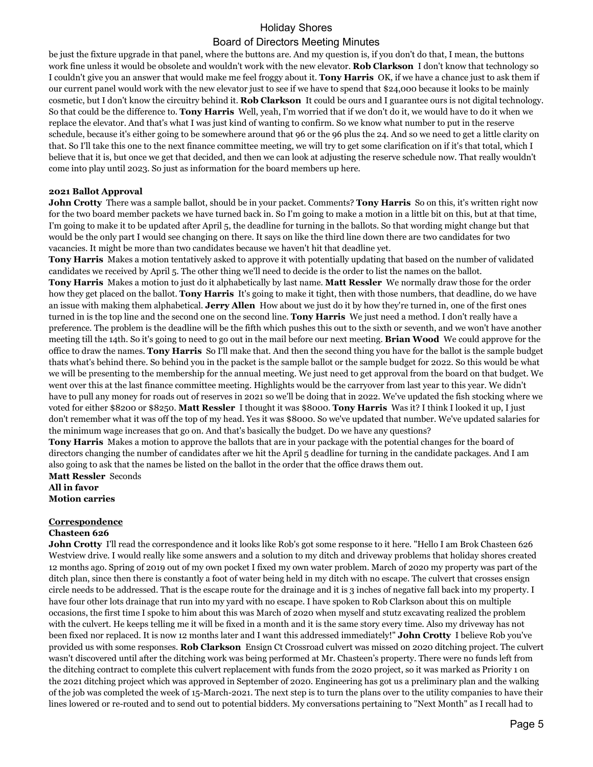be just the fixture upgrade in that panel, where the buttons are. And my question is, if you don't do that, I mean, the buttons work fine unless it would be obsolete and wouldn't work with the new elevator. **Rob Clarkson** I don't know that technology so I couldn't give you an answer that would make me feel froggy about it. **Tony Harris** OK, if we have a chance just to ask them if our current panel would work with the new elevator just to see if we have to spend that $24,000 because it looks to be mainly cosmetic, but I don't know the circuitry behind it. **Rob Clarkson** It could be ours and I guarantee ours is not digital technology. So that could be the difference to. **Tony Harris** Well, yeah, I'm worried that if we don't do it, we would have to do it when we replace the elevator. And that's what I was just kind of wanting to confirm. So we know what number to put in the reserve schedule, because it's either going to be somewhere around that 96 or the 96 plus the 24. And so we need to get a little clarity on that. So I'll take this one to the next finance committee meeting, we will try to get some clarification on if it's that total, which I believe that it is, but once we get that decided, and then we can look at adjusting the reserve schedule now. That really wouldn't come into play until 2023. So just as information for the board members up here.

**2021 Ballot Approval**

**John Crotty** There was a sample ballot, should be in your packet. Comments? **Tony Harris** So on this, it's written right now for the two board member packets we have turned back in. So I'm going to make a motion in a little bit on this, but at that time, I'm going to make it to be updated after April 5, the deadline for turning in the ballots. So that wording might change but that would be the only part I would see changing on there. It says on like the third line down there are two candidates for two vacancies. It might be more than two candidates because we haven't hit that deadline yet.

**Tony Harris** Makes a motion tentatively asked to approve it with potentially updating that based on the number of validated candidates we received by April 5. The other thing we'll need to decide is the order to list the names on the ballot.

**Tony Harris** Makes a motion to just do it alphabetically by last name. **Matt Ressler** We normally draw those for the order how they get placed on the ballot. **Tony Harris** It's going to make it tight, then with those numbers, that deadline, do we have an issue with making them alphabetical. **Jerry Allen** How about we just do it by how they're turned in, one of the first ones turned in is the top line and the second one on the second line. **Tony Harris** We just need a method. I don't really have a preference. The problem is the deadline will be the fifth which pushes this out to the sixth or seventh, and we won't have another meeting till the 14th. So it's going to need to go out in the mail before our next meeting. **Brian Wood** We could approve for the office to draw the names. **Tony Harris** So I'll make that. And then the second thing you have for the ballot is the sample budget thats what's behind there. So behind you in the packet is the sample ballot or the sample budget for 2022. So this would be what we will be presenting to the membership for the annual meeting. We just need to get approval from the board on that budget. We went over this at the last finance committee meeting. Highlights would be the carryover from last year to this year. We didn't have to pull any money for roads out of reserves in 2021 so we'll be doing that in 2022. We've updated the fish stocking where we voted for either $8200 or $8250. **Matt Ressler** I thought it was $8000. **Tony Harris** Was it? I think I looked it up, I just don't remember what it was off the top of my head. Yes it was $8000. So we've updated that number. We've updated salaries for the minimum wage increases that go on. And that's basically the budget. Do we have any questions?

**Tony Harris** Makes a motion to approve the ballots that are in your package with the potential changes for the board of directors changing the number of candidates after we hit the April 5 deadline for turning in the candidate packages. And I am also going to ask that the names be listed on the ballot in the order that the office draws them out.

**Matt Ressler** Seconds
**All in favor**
**Motion carries**

**Correspondence**

**Chasteen 626**

**John Crotty** I'll read the correspondence and it looks like Rob's got some response to it here. "Hello I am Brok Chasteen 626 Westview drive. I would really like some answers and a solution to my ditch and driveway problems that holiday shores created 12 months ago. Spring of 2019 out of my own pocket I fixed my own water problem. March of 2020 my property was part of the ditch plan, since then there is constantly a foot of water being held in my ditch with no escape. The culvert that crosses ensign circle needs to be addressed. That is the escape route for the drainage and it is 3 inches of negative fall back into my property. I have four other lots drainage that run into my yard with no escape. I have spoken to Rob Clarkson about this on multiple occasions, the first time I spoke to him about this was March of 2020 when myself and stutz excavating realized the problem with the culvert. He keeps telling me it will be fixed in a month and it is the same story every time. Also my driveway has not been fixed nor replaced. It is now 12 months later and I want this addressed immediately!" **John Crotty** I believe Rob you've provided us with some responses. **Rob Clarkson** Ensign Ct Crossroad culvert was missed on 2020 ditching project. The culvert wasn't discovered until after the ditching work was being performed at Mr. Chasteen's property. There were no funds left from the ditching contract to complete this culvert replacement with funds from the 2020 project, so it was marked as Priority 1 on the 2021 ditching project which was approved in September of 2020. Engineering has got us a preliminary plan and the walking of the job was completed the week of 15-March-2021. The next step is to turn the plans over to the utility companies to have their lines lowered or re-routed and to send out to potential bidders. My conversations pertaining to "Next Month" as I recall had to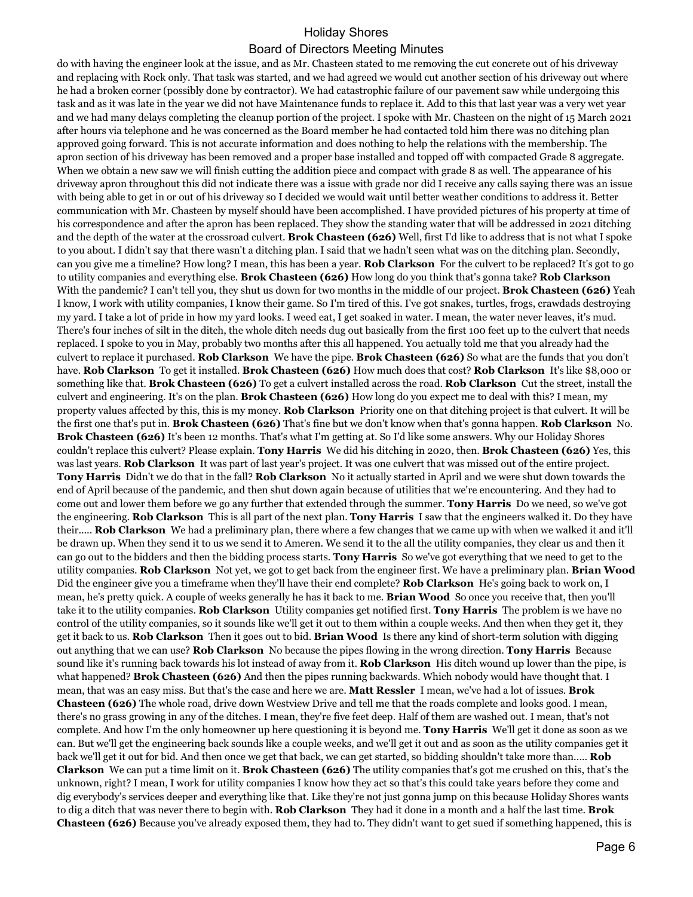do with having the engineer look at the issue, and as Mr. Chasteen stated to me removing the cut concrete out of his driveway and replacing with Rock only. That task was started, and we had agreed we would cut another section of his driveway out where he had a broken corner (possibly done by contractor). We had catastrophic failure of our pavement saw while undergoing this task and as it was late in the year we did not have Maintenance funds to replace it. Add to this that last year was a very wet year and we had many delays completing the cleanup portion of the project. I spoke with Mr. Chasteen on the night of 15 March 2021 after hours via telephone and he was concerned as the Board member he had contacted told him there was no ditching plan approved going forward. This is not accurate information and does nothing to help the relations with the membership. The apron section of his driveway has been removed and a proper base installed and topped off with compacted Grade 8 aggregate. When we obtain a new saw we will finish cutting the addition piece and compact with grade 8 as well. The appearance of his driveway apron throughout this did not indicate there was a issue with grade nor did I receive any calls saying there was an issue with being able to get in or out of his driveway so I decided we would wait until better weather conditions to address it. Better communication with Mr. Chasteen by myself should have been accomplished. I have provided pictures of his property at time of his correspondence and after the apron has been replaced. They show the standing water that will be addressed in 2021 ditching and the depth of the water at the crossroad culvert. **Brok Chasteen (626)** Well, first I'd like to address that is not what I spoke to you about. I didn't say that there wasn't a ditching plan. I said that we hadn't seen what was on the ditching plan. Secondly, can you give me a timeline? How long? I mean, this has been a year. **Rob Clarkson** For the culvert to be replaced? It's got to go to utility companies and everything else. **Brok Chasteen (626)** How long do you think that's gonna take? **Rob Clarkson** With the pandemic? I can't tell you, they shut us down for two months in the middle of our project. **Brok Chasteen (626)** Yeah I know, I work with utility companies, I know their game. So I'm tired of this. I've got snakes, turtles, frogs, crawdads destroying my yard. I take a lot of pride in how my yard looks. I weed eat, I get soaked in water. I mean, the water never leaves, it's mud. There's four inches of silt in the ditch, the whole ditch needs dug out basically from the first 100 feet up to the culvert that needs replaced. I spoke to you in May, probably two months after this all happened. You actually told me that you already had the culvert to replace it purchased. **Rob Clarkson** We have the pipe. **Brok Chasteen (626)** So what are the funds that you don't have. **Rob Clarkson** To get it installed. **Brok Chasteen (626)** How much does that cost? **Rob Clarkson** It's like $8,000 or something like that. **Brok Chasteen (626)** To get a culvert installed across the road. **Rob Clarkson** Cut the street, install the culvert and engineering. It's on the plan. **Brok Chasteen (626)** How long do you expect me to deal with this? I mean, my property values affected by this, this is my money. **Rob Clarkson** Priority one on that ditching project is that culvert. It will be the first one that's put in. **Brok Chasteen (626)** That's fine but we don't know when that's gonna happen. **Rob Clarkson** No. **Brok Chasteen (626)** It's been 12 months. That's what I'm getting at. So I'd like some answers. Why our Holiday Shores couldn't replace this culvert? Please explain. **Tony Harris** We did his ditching in 2020, then. **Brok Chasteen (626)** Yes, this was last years. **Rob Clarkson** It was part of last year's project. It was one culvert that was missed out of the entire project. **Tony Harris** Didn't we do that in the fall? **Rob Clarkson** No it actually started in April and we were shut down towards the end of April because of the pandemic, and then shut down again because of utilities that we're encountering. And they had to come out and lower them before we go any further that extended through the summer. **Tony Harris** Do we need, so we've got the engineering. **Rob Clarkson** This is all part of the next plan. **Tony Harris** I saw that the engineers walked it. Do they have their..... **Rob Clarkson** We had a preliminary plan, there where a few changes that we came up with when we walked it and it'll be drawn up. When they send it to us we send it to Ameren. We send it to the all the utility companies, they clear us and then it can go out to the bidders and then the bidding process starts. **Tony Harris** So we've got everything that we need to get to the utility companies. **Rob Clarkson** Not yet, we got to get back from the engineer first. We have a preliminary plan. **Brian Wood** Did the engineer give you a timeframe when they'll have their end complete? **Rob Clarkson** He's going back to work on, I mean, he's pretty quick. A couple of weeks generally he has it back to me. **Brian Wood** So once you receive that, then you'll take it to the utility companies. **Rob Clarkson** Utility companies get notified first. **Tony Harris** The problem is we have no control of the utility companies, so it sounds like we'll get it out to them within a couple weeks. And then when they get it, they get it back to us. **Rob Clarkson** Then it goes out to bid. **Brian Wood** Is there any kind of short-term solution with digging out anything that we can use? **Rob Clarkson** No because the pipes flowing in the wrong direction. **Tony Harris** Because sound like it's running back towards his lot instead of away from it. **Rob Clarkson** His ditch wound up lower than the pipe, is what happened? **Brok Chasteen (626)** And then the pipes running backwards. Which nobody would have thought that. I mean, that was an easy miss. But that's the case and here we are. **Matt Ressler** I mean, we've had a lot of issues. **Brok Chasteen (626)** The whole road, drive down Westview Drive and tell me that the roads complete and looks good. I mean, there's no grass growing in any of the ditches. I mean, they're five feet deep. Half of them are washed out. I mean, that's not complete. And how I'm the only homeowner up here questioning it is beyond me. **Tony Harris** We'll get it done as soon as we can. But we'll get the engineering back sounds like a couple weeks, and we'll get it out and as soon as the utility companies get it back we'll get it out for bid. And then once we get that back, we can get started, so bidding shouldn't take more than..... **Rob Clarkson** We can put a time limit on it. **Brok Chasteen (626)** The utility companies that's got me crushed on this, that's the unknown, right? I mean, I work for utility companies I know how they act so that's this could take years before they come and dig everybody's services deeper and everything like that. Like they're not just gonna jump on this because Holiday Shores wants to dig a ditch that was never there to begin with. **Rob Clarkson** They had it done in a month and a half the last time. **Brok Chasteen (626)** Because you've already exposed them, they had to. They didn't want to get sued if something happened, this is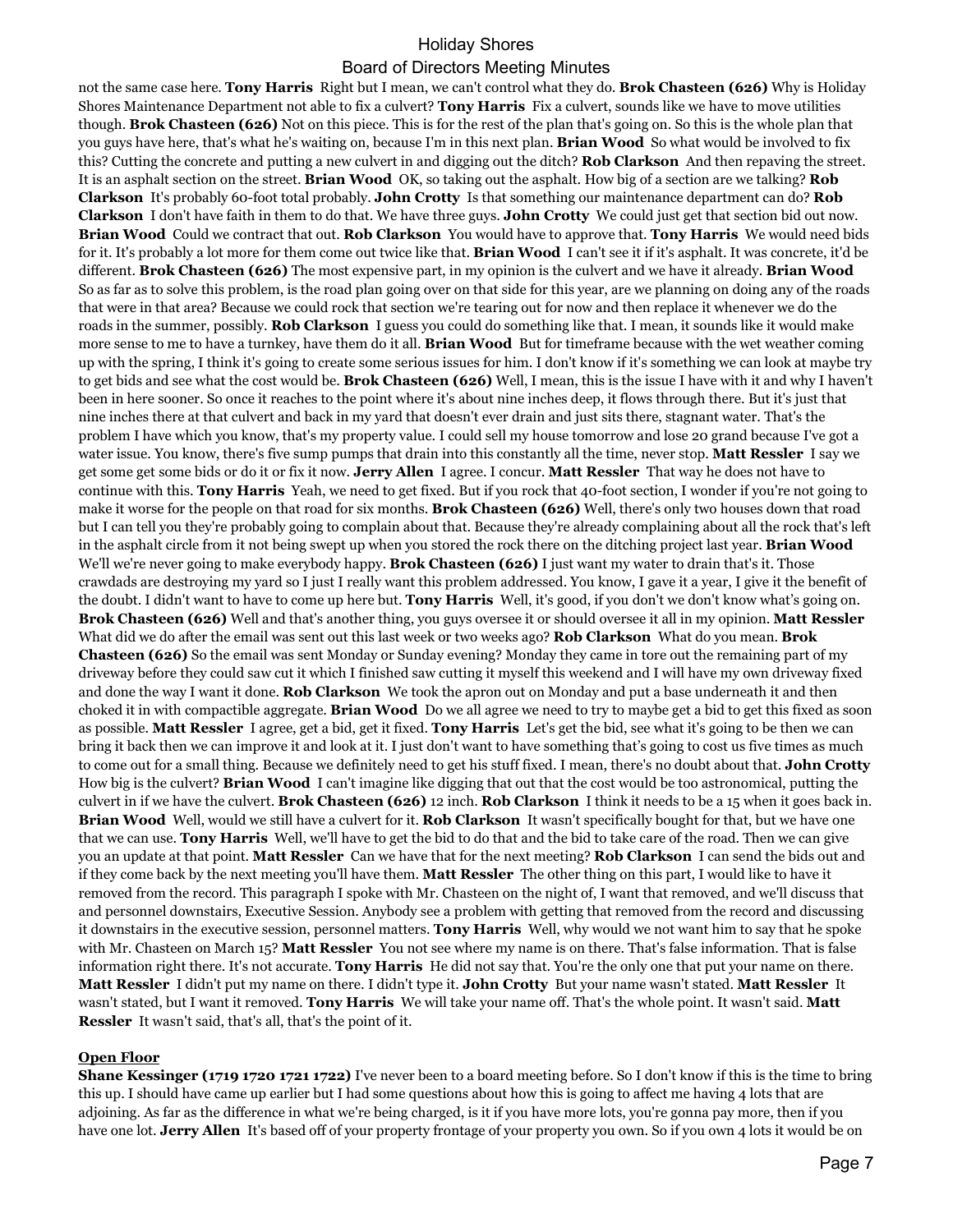not the same case here. **Tony Harris** Right but I mean, we can't control what they do. **Brok Chasteen (626)** Why is Holiday Shores Maintenance Department not able to fix a culvert? **Tony Harris** Fix a culvert, sounds like we have to move utilities though. **Brok Chasteen (626)** Not on this piece. This is for the rest of the plan that's going on. So this is the whole plan that you guys have here, that's what he's waiting on, because I'm in this next plan. **Brian Wood** So what would be involved to fix this? Cutting the concrete and putting a new culvert in and digging out the ditch? **Rob Clarkson** And then repaving the street. It is an asphalt section on the street. **Brian Wood** OK, so taking out the asphalt. How big of a section are we talking? **Rob Clarkson** It's probably 60-foot total probably. **John Crotty** Is that something our maintenance department can do? **Rob Clarkson** I don't have faith in them to do that. We have three guys. **John Crotty** We could just get that section bid out now. **Brian Wood** Could we contract that out. **Rob Clarkson** You would have to approve that. **Tony Harris** We would need bids for it. It's probably a lot more for them come out twice like that. **Brian Wood** I can't see it if it's asphalt. It was concrete, it'd be different. **Brok Chasteen (626)** The most expensive part, in my opinion is the culvert and we have it already. **Brian Wood** So as far as to solve this problem, is the road plan going over on that side for this year, are we planning on doing any of the roads that were in that area? Because we could rock that section we're tearing out for now and then replace it whenever we do the roads in the summer, possibly. **Rob Clarkson** I guess you could do something like that. I mean, it sounds like it would make more sense to me to have a turnkey, have them do it all. **Brian Wood** But for timeframe because with the wet weather coming up with the spring, I think it's going to create some serious issues for him. I don't know if it's something we can look at maybe try to get bids and see what the cost would be. **Brok Chasteen (626)** Well, I mean, this is the issue I have with it and why I haven't been in here sooner. So once it reaches to the point where it's about nine inches deep, it flows through there. But it's just that nine inches there at that culvert and back in my yard that doesn't ever drain and just sits there, stagnant water. That's the problem I have which you know, that's my property value. I could sell my house tomorrow and lose 20 grand because I've got a water issue. You know, there's five sump pumps that drain into this constantly all the time, never stop. **Matt Ressler** I say we get some get some bids or do it or fix it now. **Jerry Allen** I agree. I concur. **Matt Ressler** That way he does not have to continue with this. **Tony Harris** Yeah, we need to get fixed. But if you rock that 40-foot section, I wonder if you're not going to make it worse for the people on that road for six months. **Brok Chasteen (626)** Well, there's only two houses down that road but I can tell you they're probably going to complain about that. Because they're already complaining about all the rock that's left in the asphalt circle from it not being swept up when you stored the rock there on the ditching project last year. **Brian Wood** We'll we're never going to make everybody happy. **Brok Chasteen (626)** I just want my water to drain that's it. Those crawdads are destroying my yard so I just I really want this problem addressed. You know, I gave it a year, I give it the benefit of the doubt. I didn't want to have to come up here but. **Tony Harris** Well, it's good, if you don't we don't know what's going on. **Brok Chasteen (626)** Well and that's another thing, you guys oversee it or should oversee it all in my opinion. **Matt Ressler** What did we do after the email was sent out this last week or two weeks ago? **Rob Clarkson** What do you mean. **Brok Chasteen (626)** So the email was sent Monday or Sunday evening? Monday they came in tore out the remaining part of my driveway before they could saw cut it which I finished saw cutting it myself this weekend and I will have my own driveway fixed and done the way I want it done. **Rob Clarkson** We took the apron out on Monday and put a base underneath it and then choked it in with compactible aggregate. **Brian Wood** Do we all agree we need to try to maybe get a bid to get this fixed as soon as possible. **Matt Ressler** I agree, get a bid, get it fixed. **Tony Harris** Let's get the bid, see what it's going to be then we can bring it back then we can improve it and look at it. I just don't want to have something that's going to cost us five times as much to come out for a small thing. Because we definitely need to get his stuff fixed. I mean, there's no doubt about that. **John Crotty** How big is the culvert? **Brian Wood** I can't imagine like digging that out that the cost would be too astronomical, putting the culvert in if we have the culvert. **Brok Chasteen (626)** 12 inch. **Rob Clarkson** I think it needs to be a 15 when it goes back in. **Brian Wood** Well, would we still have a culvert for it. **Rob Clarkson** It wasn't specifically bought for that, but we have one that we can use. **Tony Harris** Well, we'll have to get the bid to do that and the bid to take care of the road. Then we can give you an update at that point. **Matt Ressler** Can we have that for the next meeting? **Rob Clarkson** I can send the bids out and if they come back by the next meeting you'll have them. **Matt Ressler** The other thing on this part, I would like to have it removed from the record. This paragraph I spoke with Mr. Chasteen on the night of, I want that removed, and we'll discuss that and personnel downstairs, Executive Session. Anybody see a problem with getting that removed from the record and discussing it downstairs in the executive session, personnel matters. **Tony Harris** Well, why would we not want him to say that he spoke with Mr. Chasteen on March 15? **Matt Ressler** You not see where my name is on there. That's false information. That is false information right there. It's not accurate. **Tony Harris** He did not say that. You're the only one that put your name on there. **Matt Ressler** I didn't put my name on there. I didn't type it. **John Crotty** But your name wasn't stated. **Matt Ressler** It wasn't stated, but I want it removed. **Tony Harris** We will take your name off. That's the whole point. It wasn't said. **Matt Ressler** It wasn't said, that's all, that's the point of it.

**Open Floor**

**Shane Kessinger (1719 1720 1721 1722)** I've never been to a board meeting before. So I don't know if this is the time to bring this up. I should have came up earlier but I had some questions about how this is going to affect me having 4 lots that are adjoining. As far as the difference in what we're being charged, is it if you have more lots, you're gonna pay more, then if you have one lot. **Jerry Allen** It's based off of your property frontage of your property you own. So if you own 4 lots it would be on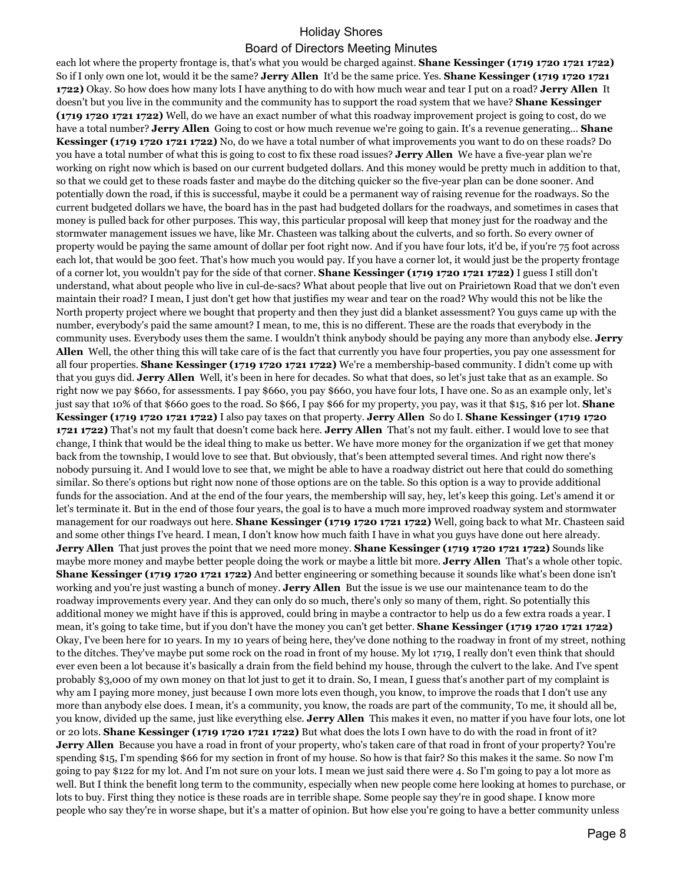each lot where the property frontage is, that's what you would be charged against. **Shane Kessinger (1719 1720 1721 1722)** So if I only own one lot, would it be the same? **Jerry Allen** It'd be the same price. Yes. **Shane Kessinger (1719 1720 1721 1722)** Okay. So how does how many lots I have anything to do with how much wear and tear I put on a road? **Jerry Allen** It doesn't but you live in the community and the community has to support the road system that we have? **Shane Kessinger (1719 1720 1721 1722)** Well, do we have an exact number of what this roadway improvement project is going to cost, do we have a total number? **Jerry Allen** Going to cost or how much revenue we're going to gain. It's a revenue generating... **Shane Kessinger (1719 1720 1721 1722)** No, do we have a total number of what improvements you want to do on these roads? Do you have a total number of what this is going to cost to fix these road issues? **Jerry Allen** We have a five-year plan we're working on right now which is based on our current budgeted dollars. And this money would be pretty much in addition to that, so that we could get to these roads faster and maybe do the ditching quicker so the five-year plan can be done sooner. And potentially down the road, if this is successful, maybe it could be a permanent way of raising revenue for the roadways. So the current budgeted dollars we have, the board has in the past had budgeted dollars for the roadways, and sometimes in cases that money is pulled back for other purposes. This way, this particular proposal will keep that money just for the roadway and the stormwater management issues we have, like Mr. Chasteen was talking about the culverts, and so forth. So every owner of property would be paying the same amount of dollar per foot right now. And if you have four lots, it'd be, if you're 75 foot across each lot, that would be 300 feet. That's how much you would pay. If you have a corner lot, it would just be the property frontage of a corner lot, you wouldn't pay for the side of that corner. **Shane Kessinger (1719 1720 1721 1722)** I guess I still don't understand, what about people who live in cul-de-sacs? What about people that live out on Prairietown Road that we don't even maintain their road? I mean, I just don't get how that justifies my wear and tear on the road? Why would this not be like the North property project where we bought that property and then they just did a blanket assessment? You guys came up with the number, everybody's paid the same amount? I mean, to me, this is no different. These are the roads that everybody in the community uses. Everybody uses them the same. I wouldn't think anybody should be paying any more than anybody else. **Jerry Allen** Well, the other thing this will take care of is the fact that currently you have four properties, you pay one assessment for all four properties. **Shane Kessinger (1719 1720 1721 1722)** We're a membership-based community. I didn't come up with that you guys did. **Jerry Allen** Well, it's been in here for decades. So what that does, so let's just take that as an example. So right now we pay $660, for assessments. I pay $660, you pay $660, you have four lots, I have one. So as an example only, let's just say that 10% of that $660 goes to the road. So $66, I pay $66 for my property, you pay, was it that $15, $16 per lot. **Shane Kessinger (1719 1720 1721 1722)** I also pay taxes on that property. **Jerry Allen** So do I. **Shane Kessinger (1719 1720 1721 1722)** That's not my fault that doesn't come back here. **Jerry Allen** That's not my fault. either. I would love to see that change, I think that would be the ideal thing to make us better. We have more money for the organization if we get that money back from the township, I would love to see that. But obviously, that's been attempted several times. And right now there's nobody pursuing it. And I would love to see that, we might be able to have a roadway district out here that could do something similar. So there's options but right now none of those options are on the table. So this option is a way to provide additional funds for the association. And at the end of the four years, the membership will say, hey, let's keep this going. Let's amend it or let's terminate it. But in the end of those four years, the goal is to have a much more improved roadway system and stormwater management for our roadways out here. **Shane Kessinger (1719 1720 1721 1722)** Well, going back to what Mr. Chasteen said and some other things I've heard. I mean, I don't know how much faith I have in what you guys have done out here already. **Jerry Allen** That just proves the point that we need more money. **Shane Kessinger (1719 1720 1721 1722)** Sounds like maybe more money and maybe better people doing the work or maybe a little bit more. **Jerry Allen** That's a whole other topic. **Shane Kessinger (1719 1720 1721 1722)** And better engineering or something because it sounds like what's been done isn't working and you're just wasting a bunch of money. **Jerry Allen** But the issue is we use our maintenance team to do the roadway improvements every year. And they can only do so much, there's only so many of them, right. So potentially this additional money we might have if this is approved, could bring in maybe a contractor to help us do a few extra roads a year. I mean, it's going to take time, but if you don't have the money you can't get better. **Shane Kessinger (1719 1720 1721 1722)** Okay, I've been here for 10 years. In my 10 years of being here, they've done nothing to the roadway in front of my street, nothing to the ditches. They've maybe put some rock on the road in front of my house. My lot 1719, I really don't even think that should ever even been a lot because it's basically a drain from the field behind my house, through the culvert to the lake. And I've spent probably $3,000 of my own money on that lot just to get it to drain. So, I mean, I guess that's another part of my complaint is why am I paying more money, just because I own more lots even though, you know, to improve the roads that I don't use any more than anybody else does. I mean, it's a community, you know, the roads are part of the community, To me, it should all be, you know, divided up the same, just like everything else. **Jerry Allen** This makes it even, no matter if you have four lots, one lot or 20 lots. **Shane Kessinger (1719 1720 1721 1722)** But what does the lots I own have to do with the road in front of it? **Jerry Allen** Because you have a road in front of your property, who's taken care of that road in front of your property? You're spending $15, I'm spending $66 for my section in front of my house. So how is that fair? So this makes it the same. So now I'm going to pay $122 for my lot. And I'm not sure on your lots. I mean we just said there were 4. So I'm going to pay a lot more as well. But I think the benefit long term to the community, especially when new people come here looking at homes to purchase, or lots to buy. First thing they notice is these roads are in terrible shape. Some people say they're in good shape. I know more people who say they're in worse shape, but it's a matter of opinion. But how else you're going to have a better community unless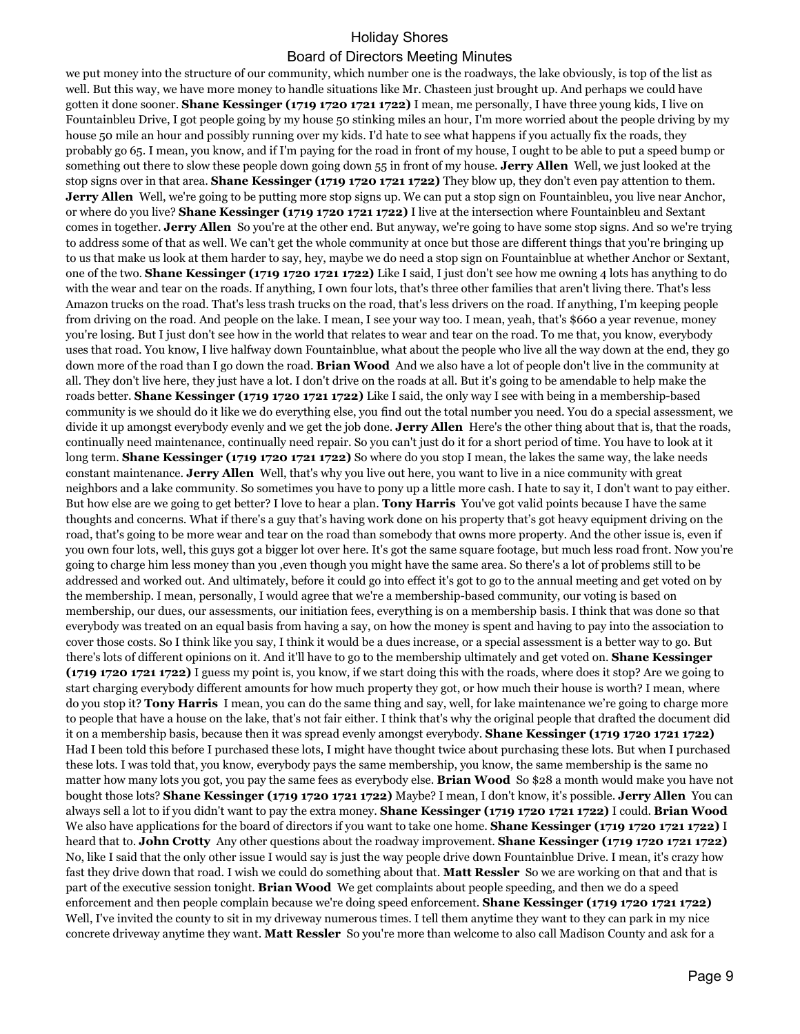we put money into the structure of our community, which number one is the roadways, the lake obviously, is top of the list as well. But this way, we have more money to handle situations like Mr. Chasteen just brought up. And perhaps we could have gotten it done sooner. **Shane Kessinger (1719 1720 1721 1722)** I mean, me personally, I have three young kids, I live on Fountainbleu Drive, I got people going by my house 50 stinking miles an hour, I'm more worried about the people driving by my house 50 mile an hour and possibly running over my kids. I'd hate to see what happens if you actually fix the roads, they probably go 65. I mean, you know, and if I'm paying for the road in front of my house, I ought to be able to put a speed bump or something out there to slow these people down going down 55 in front of my house. **Jerry Allen** Well, we just looked at the stop signs over in that area. **Shane Kessinger (1719 1720 1721 1722)** They blow up, they don't even pay attention to them. **Jerry Allen** Well, we're going to be putting more stop signs up. We can put a stop sign on Fountainbleu, you live near Anchor, or where do you live? **Shane Kessinger (1719 1720 1721 1722)** I live at the intersection where Fountainbleu and Sextant comes in together. **Jerry Allen** So you're at the other end. But anyway, we're going to have some stop signs. And so we're trying to address some of that as well. We can't get the whole community at once but those are different things that you're bringing up to us that make us look at them harder to say, hey, maybe we do need a stop sign on Fountainblue at whether Anchor or Sextant, one of the two. **Shane Kessinger (1719 1720 1721 1722)** Like I said, I just don't see how me owning 4 lots has anything to do with the wear and tear on the roads. If anything, I own four lots, that's three other families that aren't living there. That's less Amazon trucks on the road. That's less trash trucks on the road, that's less drivers on the road. If anything, I'm keeping people from driving on the road. And people on the lake. I mean, I see your way too. I mean, yeah, that's $660 a year revenue, money you're losing. But I just don't see how in the world that relates to wear and tear on the road. To me that, you know, everybody uses that road. You know, I live halfway down Fountainblue, what about the people who live all the way down at the end, they go down more of the road than I go down the road. **Brian Wood** And we also have a lot of people don't live in the community at all. They don't live here, they just have a lot. I don't drive on the roads at all. But it's going to be amendable to help make the roads better. **Shane Kessinger (1719 1720 1721 1722)** Like I said, the only way I see with being in a membership-based community is we should do it like we do everything else, you find out the total number you need. You do a special assessment, we divide it up amongst everybody evenly and we get the job done. **Jerry Allen** Here's the other thing about that is, that the roads, continually need maintenance, continually need repair. So you can't just do it for a short period of time. You have to look at it long term. **Shane Kessinger (1719 1720 1721 1722)** So where do you stop I mean, the lakes the same way, the lake needs constant maintenance. **Jerry Allen** Well, that's why you live out here, you want to live in a nice community with great neighbors and a lake community. So sometimes you have to pony up a little more cash. I hate to say it, I don't want to pay either. But how else are we going to get better? I love to hear a plan. **Tony Harris** You've got valid points because I have the same thoughts and concerns. What if there's a guy that's having work done on his property that's got heavy equipment driving on the road, that's going to be more wear and tear on the road than somebody that owns more property. And the other issue is, even if you own four lots, well, this guys got a bigger lot over here. It's got the same square footage, but much less road front. Now you're going to charge him less money than you ,even though you might have the same area. So there's a lot of problems still to be addressed and worked out. And ultimately, before it could go into effect it's got to go to the annual meeting and get voted on by the membership. I mean, personally, I would agree that we're a membership-based community, our voting is based on membership, our dues, our assessments, our initiation fees, everything is on a membership basis. I think that was done so that everybody was treated on an equal basis from having a say, on how the money is spent and having to pay into the association to cover those costs. So I think like you say, I think it would be a dues increase, or a special assessment is a better way to go. But there's lots of different opinions on it. And it'll have to go to the membership ultimately and get voted on. **Shane Kessinger (1719 1720 1721 1722)** I guess my point is, you know, if we start doing this with the roads, where does it stop? Are we going to start charging everybody different amounts for how much property they got, or how much their house is worth? I mean, where do you stop it? **Tony Harris** I mean, you can do the same thing and say, well, for lake maintenance we're going to charge more to people that have a house on the lake, that's not fair either. I think that's why the original people that drafted the document did it on a membership basis, because then it was spread evenly amongst everybody. **Shane Kessinger (1719 1720 1721 1722)** Had I been told this before I purchased these lots, I might have thought twice about purchasing these lots. But when I purchased these lots. I was told that, you know, everybody pays the same membership, you know, the same membership is the same no matter how many lots you got, you pay the same fees as everybody else. **Brian Wood** So $28 a month would make you have not bought those lots? **Shane Kessinger (1719 1720 1721 1722)** Maybe? I mean, I don't know, it's possible. **Jerry Allen** You can always sell a lot to if you didn't want to pay the extra money. **Shane Kessinger (1719 1720 1721 1722)** I could. **Brian Wood** We also have applications for the board of directors if you want to take one home. **Shane Kessinger (1719 1720 1721 1722)** I heard that to. **John Crotty** Any other questions about the roadway improvement. **Shane Kessinger (1719 1720 1721 1722)** No, like I said that the only other issue I would say is just the way people drive down Fountainblue Drive. I mean, it's crazy how fast they drive down that road. I wish we could do something about that. **Matt Ressler** So we are working on that and that is part of the executive session tonight. **Brian Wood** We get complaints about people speeding, and then we do a speed enforcement and then people complain because we're doing speed enforcement. **Shane Kessinger (1719 1720 1721 1722)** Well, I've invited the county to sit in my driveway numerous times. I tell them anytime they want to they can park in my nice concrete driveway anytime they want. **Matt Ressler** So you're more than welcome to also call Madison County and ask for a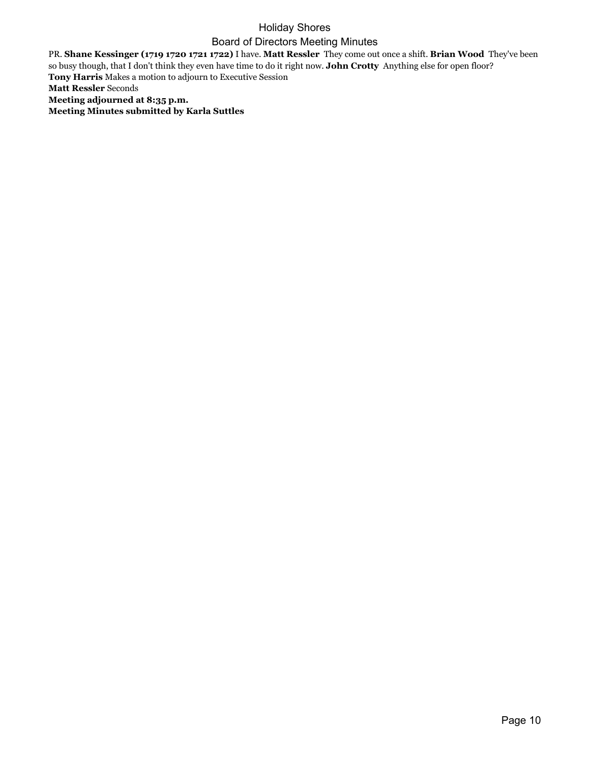PR. **Shane Kessinger (1719 1720 1721 1722)** I have. **Matt Ressler** They come out once a shift. **Brian Wood** They've been so busy though, that I don't think they even have time to do it right now. **John Crotty** Anything else for open floor?

**Tony Harris** Makes a motion to adjourn to Executive Session

**Matt Ressler** Seconds

**Meeting adjourned at 8:35 p.m.**

**Meeting Minutes submitted by Karla Suttles**